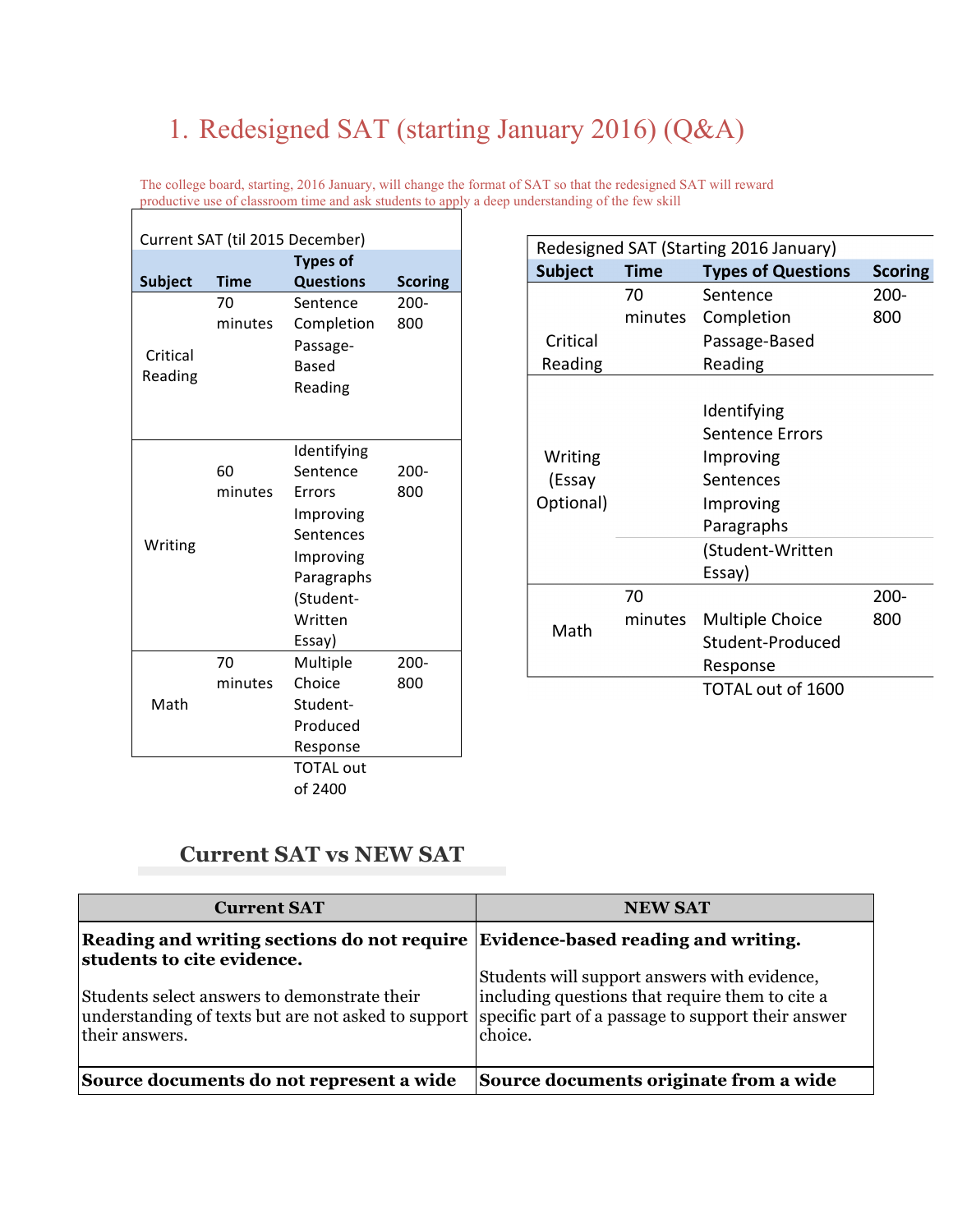# 1. Redesigned SAT (starting January 2016) (Q&A)

The college board, starting, 2016 January, will change the format of SAT so that the redesigned SAT will reward productive use of classroom time and ask students to apply a deep understanding of the few skill

Current SAT (til 2015 December)

| Subject | Time | Types of Questions | Scoring |
|---|---|---|---|
| Critical Reading | 70 minutes | Sentence Completion Passage-Based Reading | 200-800 |
| Writing | 60 minutes | Identifying Sentence Errors Improving Sentences Improving Paragraphs (Student-Written Essay) | 200-800 |
| Math | 70 minutes | Multiple Choice Student-Produced Response | 200-800 |
| | | TOTAL out of 2400 | |

Redesigned SAT (Starting 2016 January)

| Subject | Time | Types of Questions | Scoring |
|---|---|---|---|
| Critical Reading | 70 minutes | Sentence Completion Passage-Based Reading | 200-800 |
| Writing (Essay Optional) | | Identifying Sentence Errors Improving Sentences Improving Paragraphs (Student-Written Essay) | |
| Math | 70 minutes | Multiple Choice Student-Produced Response | 200-800 |
| | | TOTAL out of 1600 | |

## Current SAT vs NEW SAT

| Current SAT | NEW SAT |
|---|---|
| **Reading and writing sections do not require students to cite evidence.** Students select answers to demonstrate their understanding of texts but are not asked to support their answers. | **Evidence-based reading and writing.** Students will support answers with evidence, including questions that require them to cite a specific part of a passage to support their answer choice. |
| **Source documents do not represent a wide** | **Source documents originate from a wide** |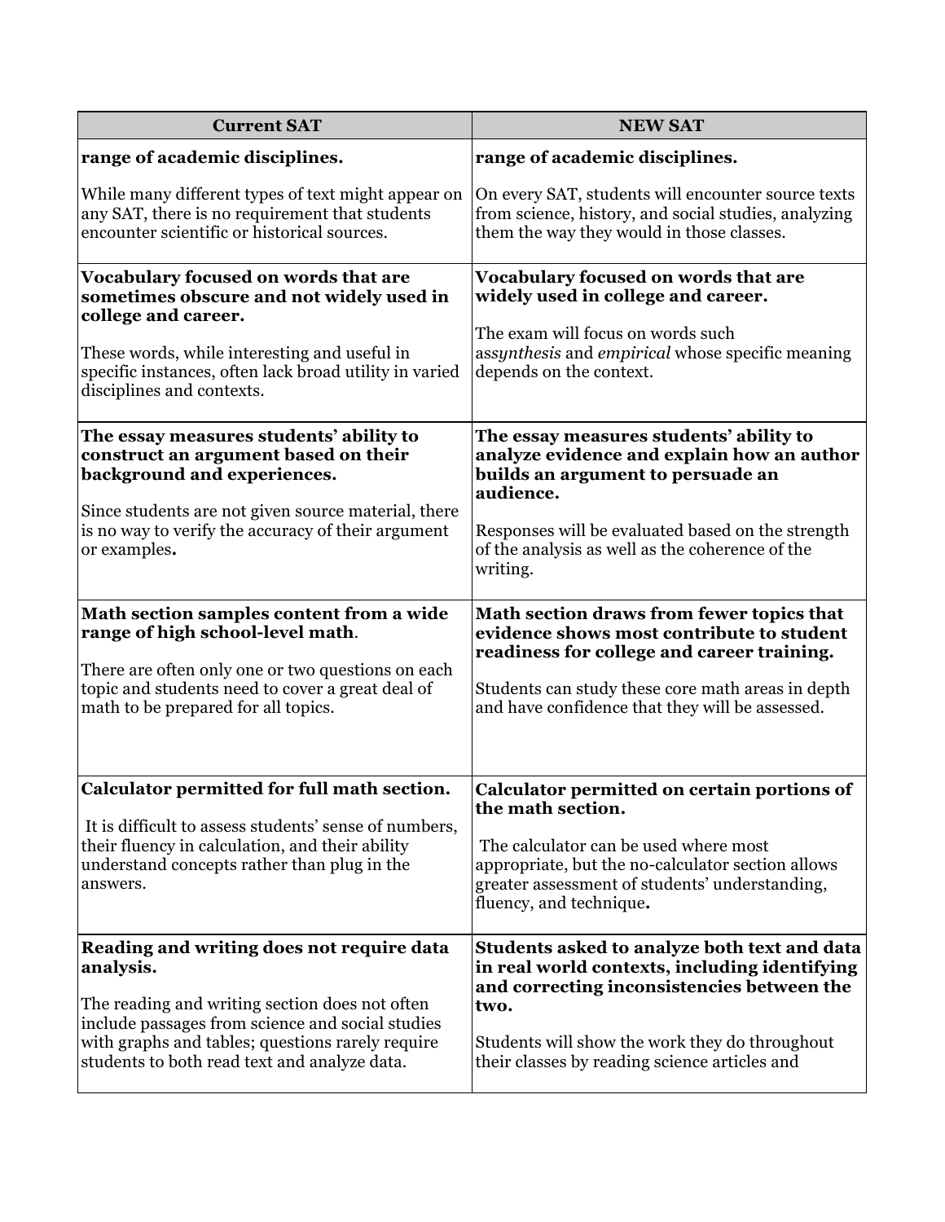| Current SAT | NEW SAT |
| --- | --- |
| **range of academic disciplines.**<br><br>While many different types of text might appear on any SAT, there is no requirement that students encounter scientific or historical sources. | **range of academic disciplines.**<br><br>On every SAT, students will encounter source texts from science, history, and social studies, analyzing them the way they would in those classes. |
| **Vocabulary focused on words that are sometimes obscure and not widely used in college and career.**<br><br>These words, while interesting and useful in specific instances, often lack broad utility in varied disciplines and contexts. | **Vocabulary focused on words that are widely used in college and career.**<br><br>The exam will focus on words such as*synthesis* and *empirical* whose specific meaning depends on the context. |
| **The essay measures students' ability to construct an argument based on their background and experiences.**<br><br>Since students are not given source material, there is no way to verify the accuracy of their argument or examples**.** | **The essay measures students' ability to analyze evidence and explain how an author builds an argument to persuade an audience.**<br><br>Responses will be evaluated based on the strength of the analysis as well as the coherence of the writing. |
| **Math section samples content from a wide range of high school-level math**.<br><br>There are often only one or two questions on each topic and students need to cover a great deal of math to be prepared for all topics. | **Math section draws from fewer topics that evidence shows most contribute to student readiness for college and career training.**<br><br>Students can study these core math areas in depth and have confidence that they will be assessed. |
| **Calculator permitted for full math section.**<br><br>It is difficult to assess students' sense of numbers, their fluency in calculation, and their ability understand concepts rather than plug in the answers. | **Calculator permitted on certain portions of the math section.**<br><br>The calculator can be used where most appropriate, but the no-calculator section allows greater assessment of students' understanding, fluency, and technique**.** |
| **Reading and writing does not require data analysis.**<br><br>The reading and writing section does not often include passages from science and social studies with graphs and tables; questions rarely require students to both read text and analyze data. | **Students asked to analyze both text and data in real world contexts, including identifying and correcting inconsistencies between the two.**<br><br>Students will show the work they do throughout their classes by reading science articles and |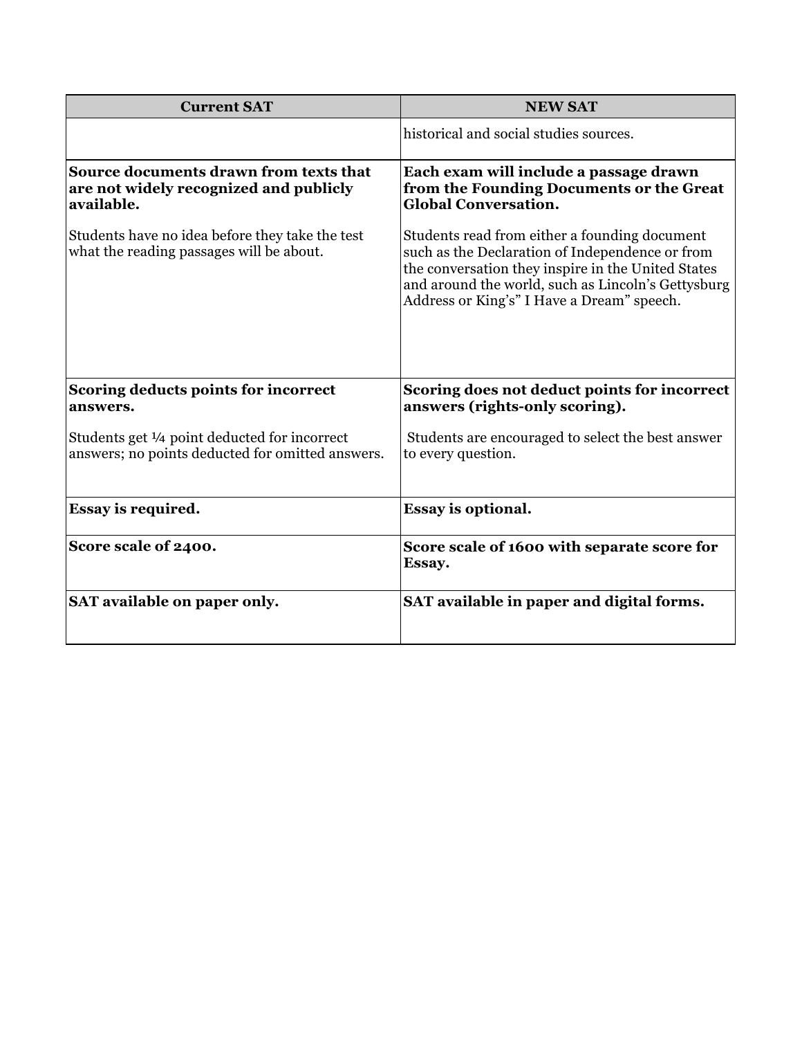| Current SAT | NEW SAT |
|---|---|
| | historical and social studies sources. |
| **Source documents drawn from texts that are not widely recognized and publicly available.**<br><br>Students have no idea before they take the test what the reading passages will be about. | **Each exam will include a passage drawn from the Founding Documents or the Great Global Conversation.**<br><br>Students read from either a founding document such as the Declaration of Independence or from the conversation they inspire in the United States and around the world, such as Lincoln's Gettysburg Address or King's" I Have a Dream" speech. |
| **Scoring deducts points for incorrect answers.**<br><br>Students get ¼ point deducted for incorrect answers; no points deducted for omitted answers. | **Scoring does not deduct points for incorrect answers (rights-only scoring).**<br><br>Students are encouraged to select the best answer to every question. |
| **Essay is required.** | **Essay is optional.** |
| **Score scale of 2400.** | **Score scale of 1600 with separate score for Essay.** |
| **SAT available on paper only.** | **SAT available in paper and digital forms.** |